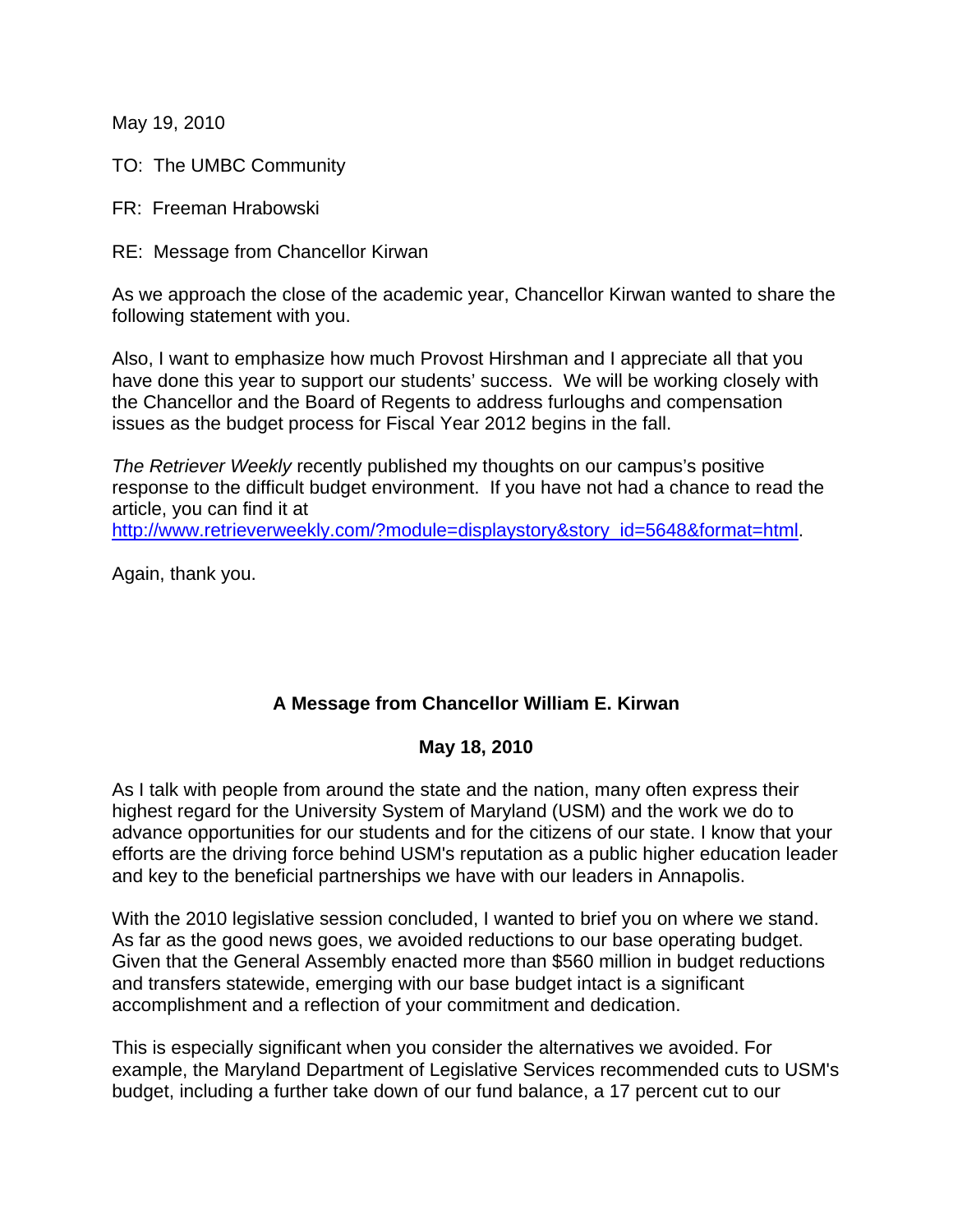May 19, 2010

TO: The UMBC Community

FR: Freeman Hrabowski

RE: Message from Chancellor Kirwan

As we approach the close of the academic year, Chancellor Kirwan wanted to share the following statement with you.

Also, I want to emphasize how much Provost Hirshman and I appreciate all that you have done this year to support our students' success. We will be working closely with the Chancellor and the Board of Regents to address furloughs and compensation issues as the budget process for Fiscal Year 2012 begins in the fall.

*The Retriever Weekly* recently published my thoughts on our campus's positive response to the difficult budget environment. If you have not had a chance to read the article, you can find it at http://www.retrieverweekly.com/?module=displaystory&story_id=5648&format=html.

Again, thank you.

**A Message from Chancellor William E. Kirwan**

**May 18, 2010**

As I talk with people from around the state and the nation, many often express their highest regard for the University System of Maryland (USM) and the work we do to advance opportunities for our students and for the citizens of our state. I know that your efforts are the driving force behind USM's reputation as a public higher education leader and key to the beneficial partnerships we have with our leaders in Annapolis.

With the 2010 legislative session concluded, I wanted to brief you on where we stand. As far as the good news goes, we avoided reductions to our base operating budget. Given that the General Assembly enacted more than $560 million in budget reductions and transfers statewide, emerging with our base budget intact is a significant accomplishment and a reflection of your commitment and dedication.

This is especially significant when you consider the alternatives we avoided. For example, the Maryland Department of Legislative Services recommended cuts to USM's budget, including a further take down of our fund balance, a 17 percent cut to our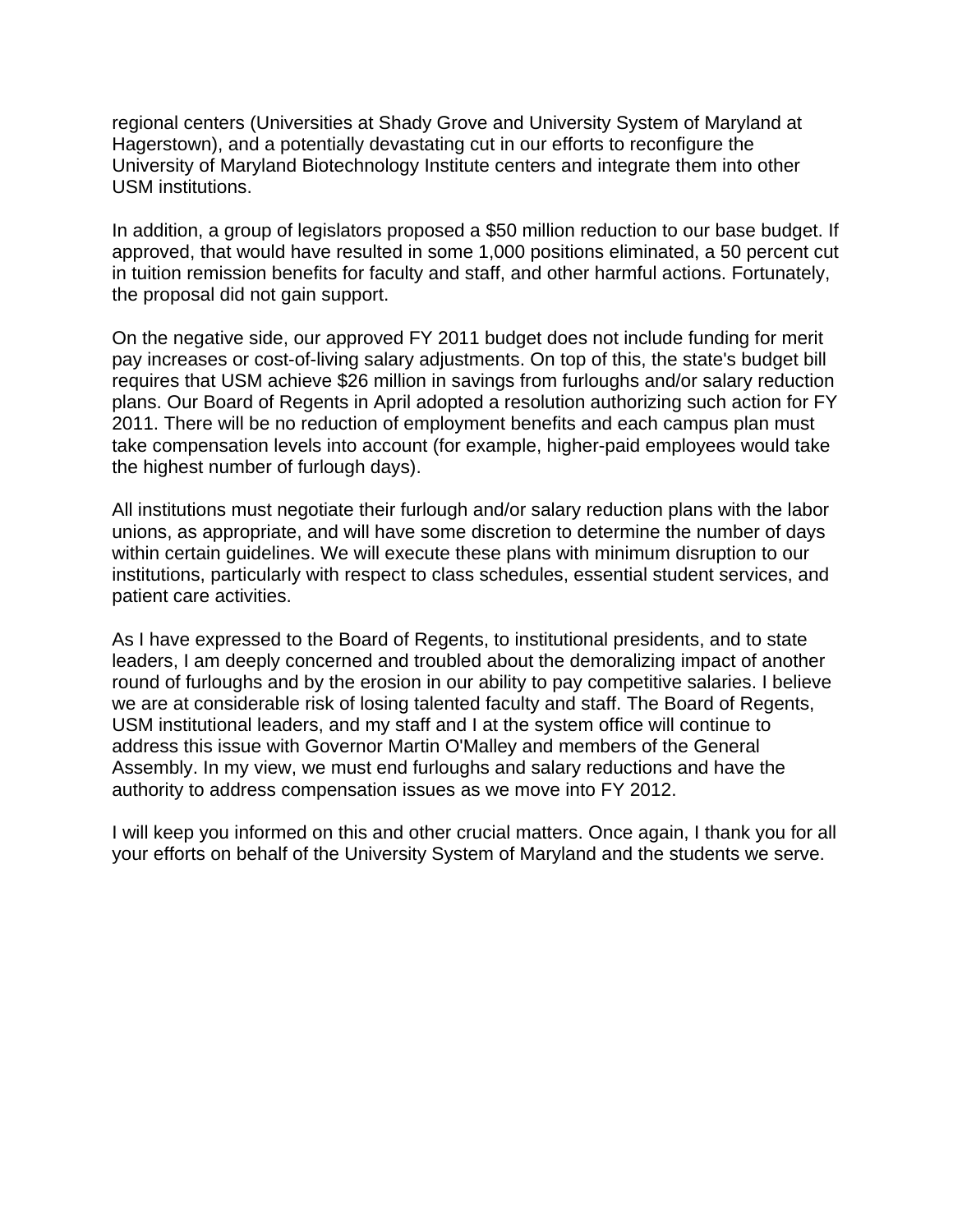regional centers (Universities at Shady Grove and University System of Maryland at Hagerstown), and a potentially devastating cut in our efforts to reconfigure the University of Maryland Biotechnology Institute centers and integrate them into other USM institutions.

In addition, a group of legislators proposed a $50 million reduction to our base budget. If approved, that would have resulted in some 1,000 positions eliminated, a 50 percent cut in tuition remission benefits for faculty and staff, and other harmful actions. Fortunately, the proposal did not gain support.

On the negative side, our approved FY 2011 budget does not include funding for merit pay increases or cost-of-living salary adjustments. On top of this, the state's budget bill requires that USM achieve $26 million in savings from furloughs and/or salary reduction plans. Our Board of Regents in April adopted a resolution authorizing such action for FY 2011. There will be no reduction of employment benefits and each campus plan must take compensation levels into account (for example, higher-paid employees would take the highest number of furlough days).

All institutions must negotiate their furlough and/or salary reduction plans with the labor unions, as appropriate, and will have some discretion to determine the number of days within certain guidelines. We will execute these plans with minimum disruption to our institutions, particularly with respect to class schedules, essential student services, and patient care activities.

As I have expressed to the Board of Regents, to institutional presidents, and to state leaders, I am deeply concerned and troubled about the demoralizing impact of another round of furloughs and by the erosion in our ability to pay competitive salaries. I believe we are at considerable risk of losing talented faculty and staff. The Board of Regents, USM institutional leaders, and my staff and I at the system office will continue to address this issue with Governor Martin O'Malley and members of the General Assembly. In my view, we must end furloughs and salary reductions and have the authority to address compensation issues as we move into FY 2012.

I will keep you informed on this and other crucial matters. Once again, I thank you for all your efforts on behalf of the University System of Maryland and the students we serve.